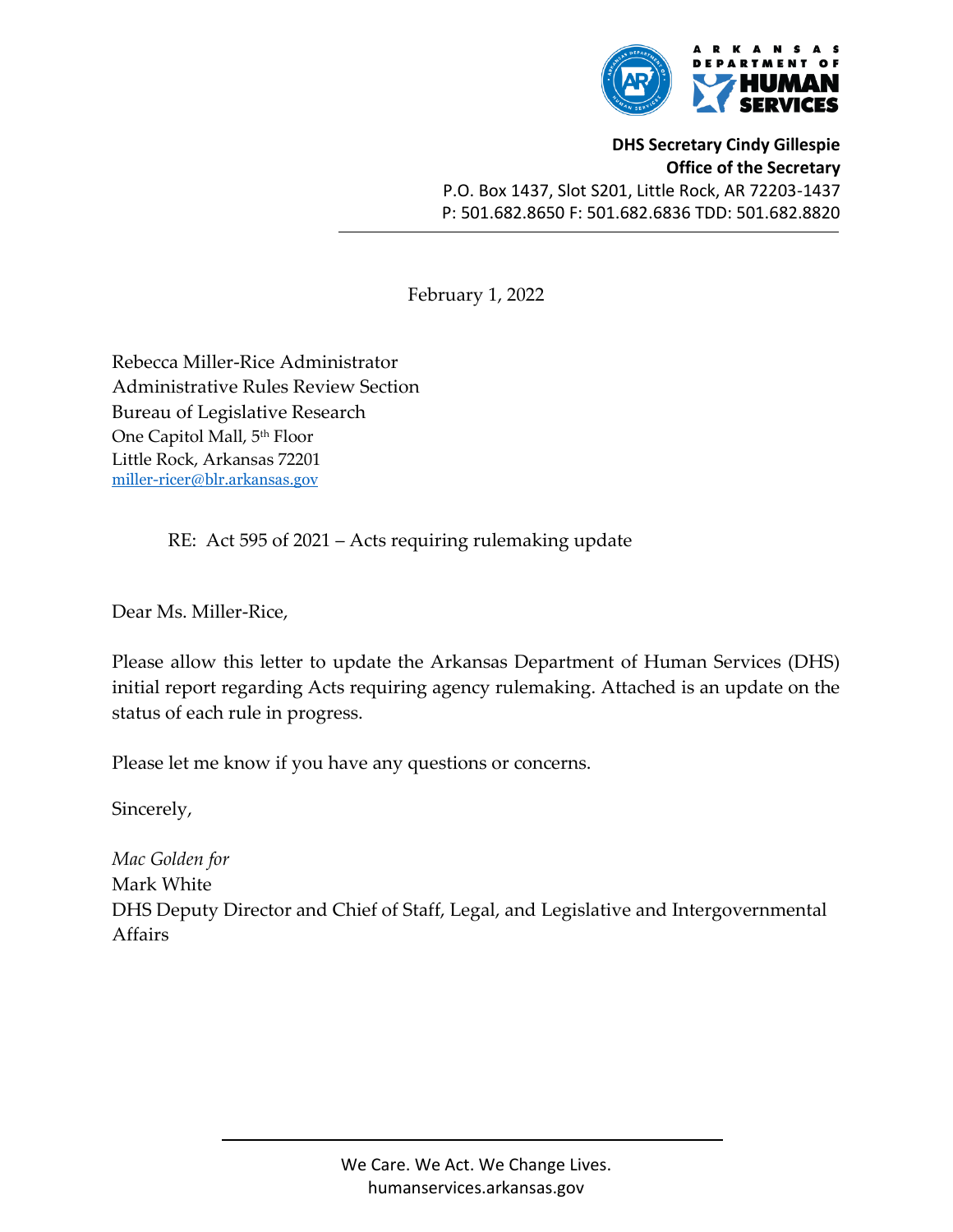ARKANSAS DEPARTMENT OF HUMAN SERVICES

**DHS Secretary Cindy Gillespie**
**Office of the Secretary**
P.O. Box 1437, Slot S201, Little Rock, AR 72203-1437
P: 501.682.8650 F: 501.682.6836 TDD: 501.682.8820

February 1, 2022

Rebecca Miller-Rice Administrator
Administrative Rules Review Section
Bureau of Legislative Research
One Capitol Mall, 5th Floor
Little Rock, Arkansas 72201
miller-ricer@blr.arkansas.gov

RE: Act 595 of 2021 – Acts requiring rulemaking update

Dear Ms. Miller-Rice,

Please allow this letter to update the Arkansas Department of Human Services (DHS) initial report regarding Acts requiring agency rulemaking. Attached is an update on the status of each rule in progress.

Please let me know if you have any questions or concerns.

Sincerely,

*Mac Golden for*
Mark White
DHS Deputy Director and Chief of Staff, Legal, and Legislative and Intergovernmental Affairs

We Care. We Act. We Change Lives.
humanservices.arkansas.gov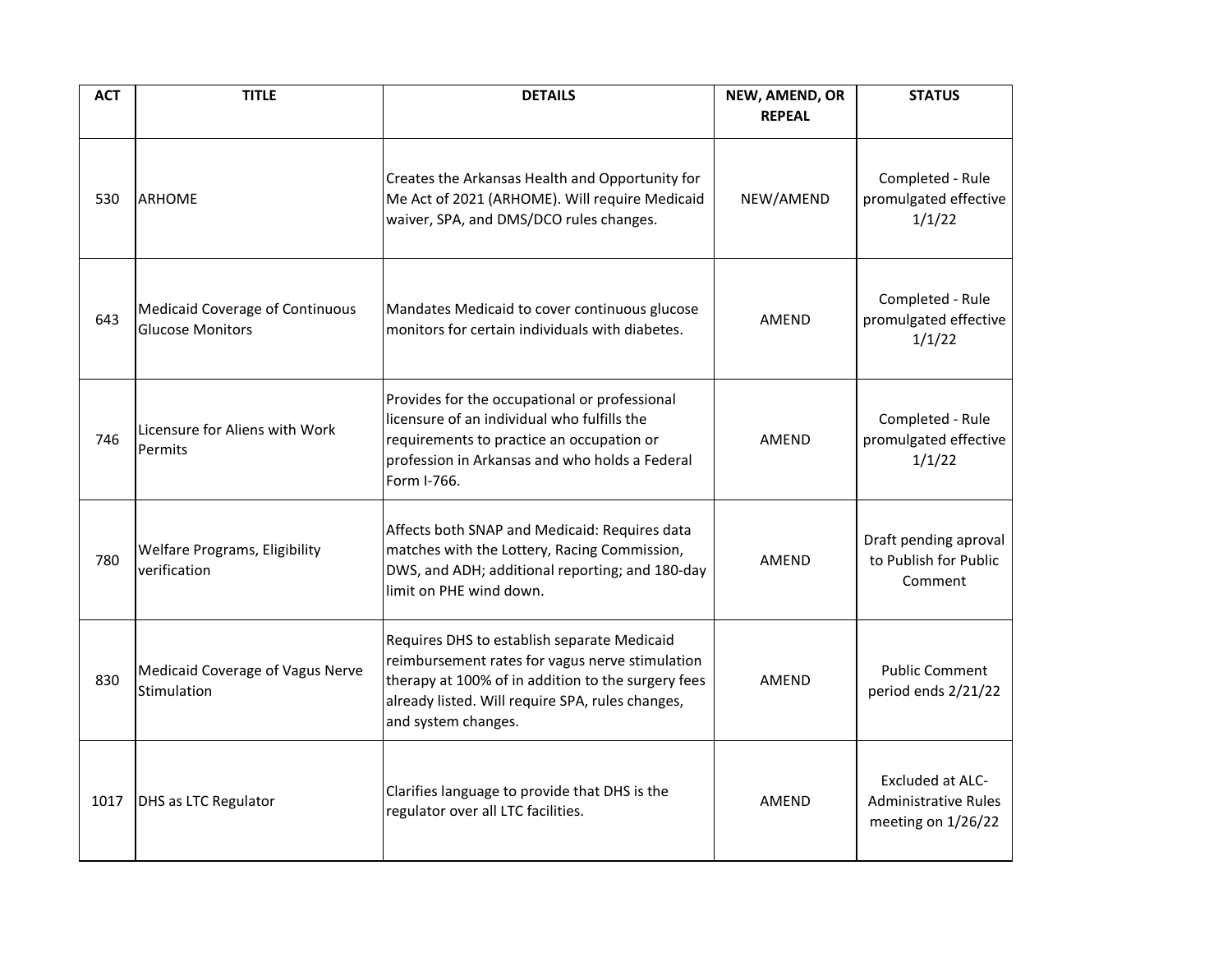| ACT | TITLE | DETAILS | NEW, AMEND, OR REPEAL | STATUS |
|---|---|---|---|---|
| 530 | ARHOME | Creates the Arkansas Health and Opportunity for Me Act of 2021 (ARHOME). Will require Medicaid waiver, SPA, and DMS/DCO rules changes. | NEW/AMEND | Completed - Rule promulgated effective 1/1/22 |
| 643 | Medicaid Coverage of Continuous Glucose Monitors | Mandates Medicaid to cover continuous glucose monitors for certain individuals with diabetes. | AMEND | Completed - Rule promulgated effective 1/1/22 |
| 746 | Licensure for Aliens with Work Permits | Provides for the occupational or professional licensure of an individual who fulfills the requirements to practice an occupation or profession in Arkansas and who holds a Federal Form I-766. | AMEND | Completed - Rule promulgated effective 1/1/22 |
| 780 | Welfare Programs, Eligibility verification | Affects both SNAP and Medicaid: Requires data matches with the Lottery, Racing Commission, DWS, and ADH; additional reporting; and 180-day limit on PHE wind down. | AMEND | Draft pending aproval to Publish for Public Comment |
| 830 | Medicaid Coverage of Vagus Nerve Stimulation | Requires DHS to establish separate Medicaid reimbursement rates for vagus nerve stimulation therapy at 100% of in addition to the surgery fees already listed. Will require SPA, rules changes, and system changes. | AMEND | Public Comment period ends 2/21/22 |
| 1017 | DHS as LTC Regulator | Clarifies language to provide that DHS is the regulator over all LTC facilities. | AMEND | Excluded at ALC-Administrative Rules meeting on 1/26/22 |